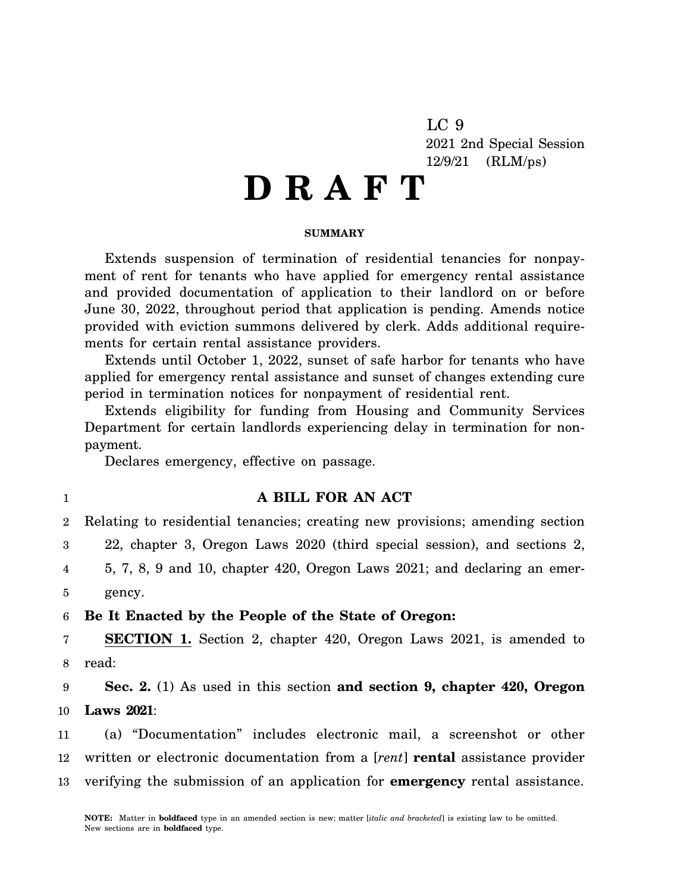LC 9

2021 2nd Special Session

12/9/21 (RLM/ps)

# D R A F T

**SUMMARY**

Extends suspension of termination of residential tenancies for nonpayment of rent for tenants who have applied for emergency rental assistance and provided documentation of application to their landlord on or before June 30, 2022, throughout period that application is pending. Amends notice provided with eviction summons delivered by clerk. Adds additional requirements for certain rental assistance providers.

Extends until October 1, 2022, sunset of safe harbor for tenants who have applied for emergency rental assistance and sunset of changes extending cure period in termination notices for nonpayment of residential rent.

Extends eligibility for funding from Housing and Community Services Department for certain landlords experiencing delay in termination for nonpayment.

Declares emergency, effective on passage.

1 **A BILL FOR AN ACT**

2 Relating to residential tenancies; creating new provisions; amending section
3 22, chapter 3, Oregon Laws 2020 (third special session), and sections 2,
4 5, 7, 8, 9 and 10, chapter 420, Oregon Laws 2021; and declaring an emer-
5 gency.

6 **Be It Enacted by the People of the State of Oregon:**

7 **SECTION 1.** Section 2, chapter 420, Oregon Laws 2021, is amended to
8 read:

9 **Sec. 2.** (1) As used in this section **and section 9, chapter 420, Oregon**
10 **Laws 2021**:

11 (a) "Documentation" includes electronic mail, a screenshot or other
12 written or electronic documentation from a [*rent*] **rental** assistance provider
13 verifying the submission of an application for **emergency** rental assistance.

**NOTE:** Matter in **boldfaced** type in an amended section is new; matter [*italic and bracketed*] is existing law to be omitted. New sections are in **boldfaced** type.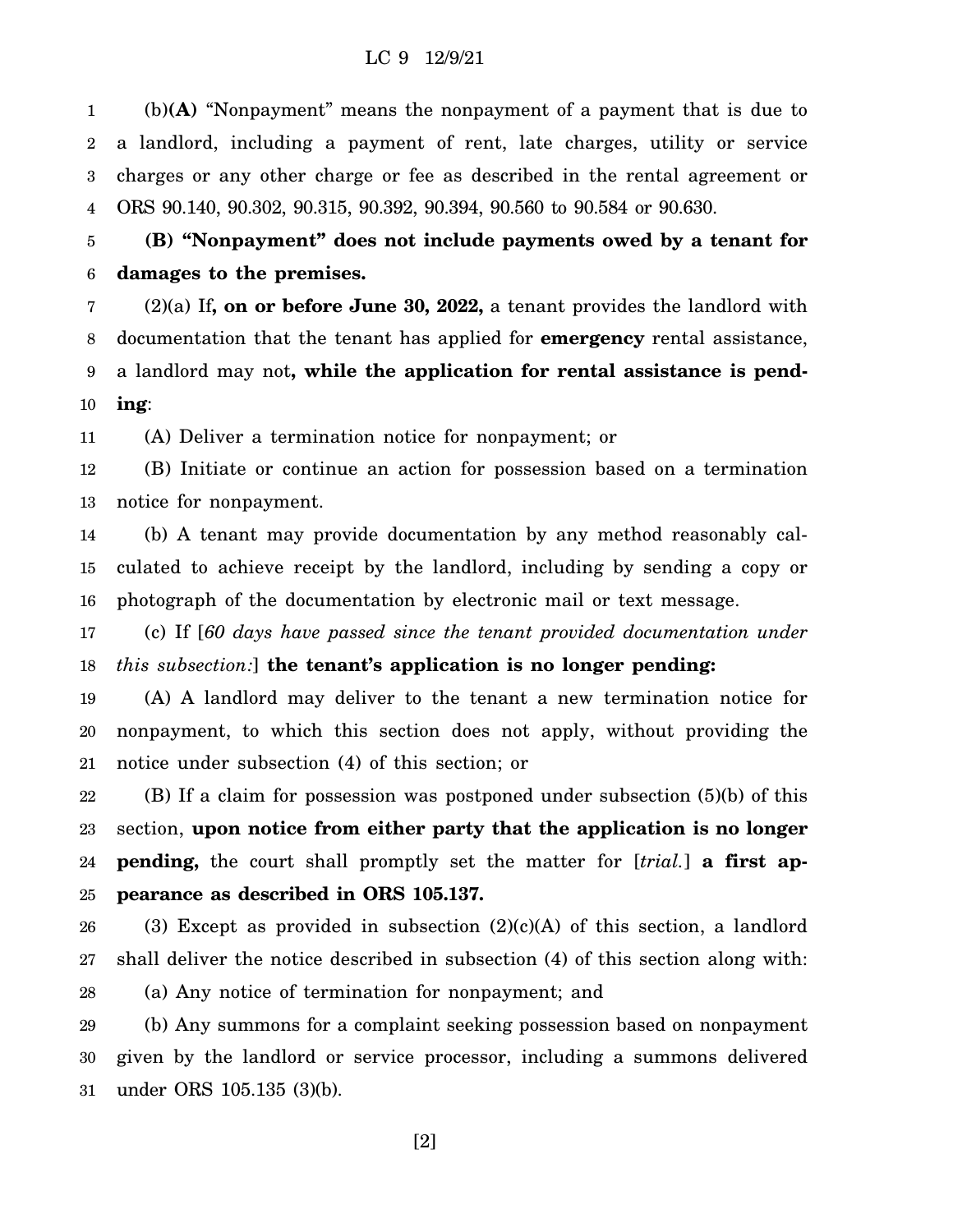(b)**(A)** "Nonpayment" means the nonpayment of a payment that is due to a landlord, including a payment of rent, late charges, utility or service charges or any other charge or fee as described in the rental agreement or ORS 90.140, 90.302, 90.315, 90.392, 90.394, 90.560 to 90.584 or 90.630.

**(B) "Nonpayment" does not include payments owed by a tenant for damages to the premises.**

(2)(a) If**, on or before June 30, 2022,** a tenant provides the landlord with documentation that the tenant has applied for **emergency** rental assistance, a landlord may not**, while the application for rental assistance is pending**:

(A) Deliver a termination notice for nonpayment; or

(B) Initiate or continue an action for possession based on a termination notice for nonpayment.

(b) A tenant may provide documentation by any method reasonably calculated to achieve receipt by the landlord, including by sending a copy or photograph of the documentation by electronic mail or text message.

(c) If [*60 days have passed since the tenant provided documentation under this subsection:*] **the tenant's application is no longer pending:**

(A) A landlord may deliver to the tenant a new termination notice for nonpayment, to which this section does not apply, without providing the notice under subsection (4) of this section; or

(B) If a claim for possession was postponed under subsection (5)(b) of this section, **upon notice from either party that the application is no longer pending,** the court shall promptly set the matter for [*trial.*] **a first appearance as described in ORS 105.137.**

(3) Except as provided in subsection (2)(c)(A) of this section, a landlord shall deliver the notice described in subsection (4) of this section along with:

(a) Any notice of termination for nonpayment; and

(b) Any summons for a complaint seeking possession based on nonpayment given by the landlord or service processor, including a summons delivered under ORS 105.135 (3)(b).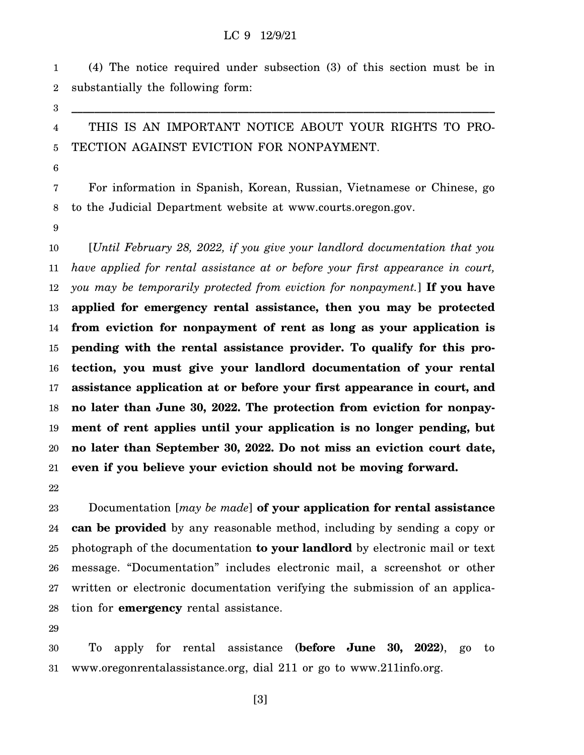(4) The notice required under subsection (3) of this section must be in substantially the following form:

---

THIS IS AN IMPORTANT NOTICE ABOUT YOUR RIGHTS TO PROTECTION AGAINST EVICTION FOR NONPAYMENT.

For information in Spanish, Korean, Russian, Vietnamese or Chinese, go to the Judicial Department website at www.courts.oregon.gov.

[*Until February 28, 2022, if you give your landlord documentation that you have applied for rental assistance at or before your first appearance in court, you may be temporarily protected from eviction for nonpayment.*] **If you have applied for emergency rental assistance, then you may be protected from eviction for nonpayment of rent as long as your application is pending with the rental assistance provider. To qualify for this protection, you must give your landlord documentation of your rental assistance application at or before your first appearance in court, and no later than June 30, 2022. The protection from eviction for nonpayment of rent applies until your application is no longer pending, but no later than September 30, 2022. Do not miss an eviction court date, even if you believe your eviction should not be moving forward.**

Documentation [*may be made*] **of your application for rental assistance can be provided** by any reasonable method, including by sending a copy or photograph of the documentation **to your landlord** by electronic mail or text message. "Documentation" includes electronic mail, a screenshot or other written or electronic documentation verifying the submission of an application for **emergency** rental assistance.

To apply for rental assistance **(before June 30, 2022)**, go to www.oregonrentalassistance.org, dial 211 or go to www.211info.org.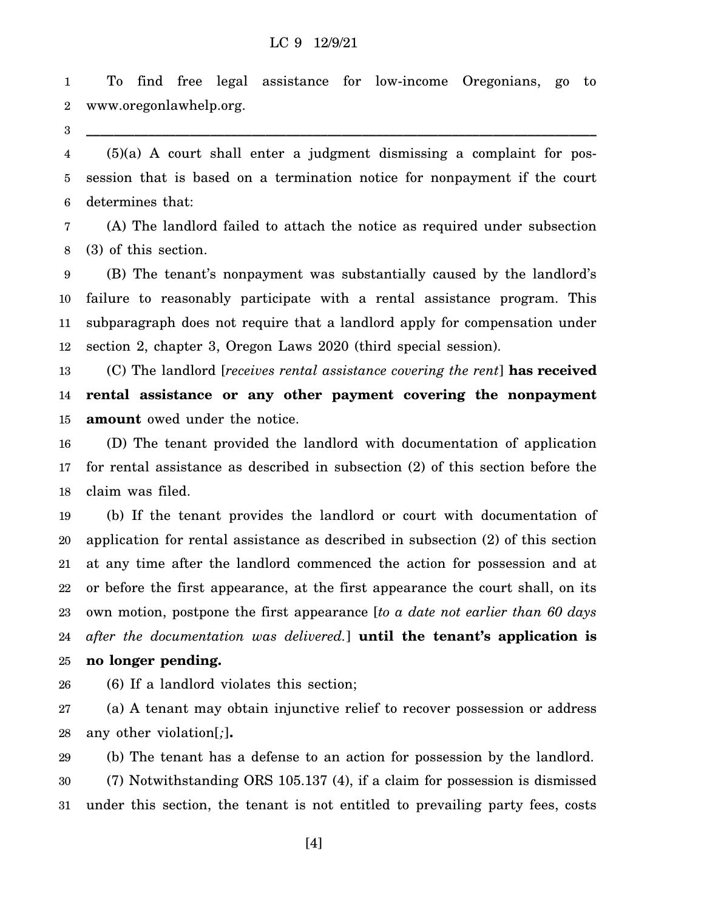To find free legal assistance for low-income Oregonians, go to www.oregonlawhelp.org.

---

(5)(a) A court shall enter a judgment dismissing a complaint for possession that is based on a termination notice for nonpayment if the court determines that:

(A) The landlord failed to attach the notice as required under subsection (3) of this section.

(B) The tenant's nonpayment was substantially caused by the landlord's failure to reasonably participate with a rental assistance program. This subparagraph does not require that a landlord apply for compensation under section 2, chapter 3, Oregon Laws 2020 (third special session).

(C) The landlord [*receives rental assistance covering the rent*] **has received rental assistance or any other payment covering the nonpayment amount** owed under the notice.

(D) The tenant provided the landlord with documentation of application for rental assistance as described in subsection (2) of this section before the claim was filed.

(b) If the tenant provides the landlord or court with documentation of application for rental assistance as described in subsection (2) of this section at any time after the landlord commenced the action for possession and at or before the first appearance, at the first appearance the court shall, on its own motion, postpone the first appearance [*to a date not earlier than 60 days after the documentation was delivered.*] **until the tenant's application is no longer pending.**

(6) If a landlord violates this section;

(a) A tenant may obtain injunctive relief to recover possession or address any other violation[*;*]**.**

(b) The tenant has a defense to an action for possession by the landlord.

(7) Notwithstanding ORS 105.137 (4), if a claim for possession is dismissed under this section, the tenant is not entitled to prevailing party fees, costs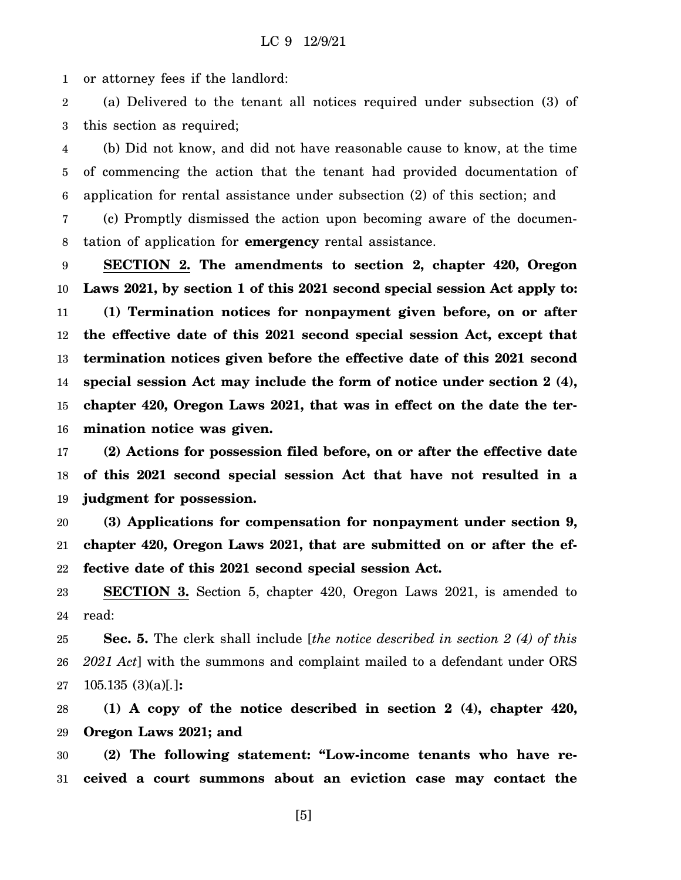or attorney fees if the landlord:

(a) Delivered to the tenant all notices required under subsection (3) of this section as required;

(b) Did not know, and did not have reasonable cause to know, at the time of commencing the action that the tenant had provided documentation of application for rental assistance under subsection (2) of this section; and

(c) Promptly dismissed the action upon becoming aware of the documentation of application for **emergency** rental assistance.

**SECTION 2. The amendments to section 2, chapter 420, Oregon Laws 2021, by section 1 of this 2021 second special session Act apply to:**

**(1) Termination notices for nonpayment given before, on or after the effective date of this 2021 second special session Act, except that termination notices given before the effective date of this 2021 second special session Act may include the form of notice under section 2 (4), chapter 420, Oregon Laws 2021, that was in effect on the date the termination notice was given.**

**(2) Actions for possession filed before, on or after the effective date of this 2021 second special session Act that have not resulted in a judgment for possession.**

**(3) Applications for compensation for nonpayment under section 9, chapter 420, Oregon Laws 2021, that are submitted on or after the effective date of this 2021 second special session Act.**

**SECTION 3.** Section 5, chapter 420, Oregon Laws 2021, is amended to read:

**Sec. 5.** The clerk shall include [*the notice described in section 2 (4) of this 2021 Act*] with the summons and complaint mailed to a defendant under ORS 105.135 (3)(a)[.]**:**

**(1) A copy of the notice described in section 2 (4), chapter 420, Oregon Laws 2021; and**

**(2) The following statement: "Low-income tenants who have received a court summons about an eviction case may contact the**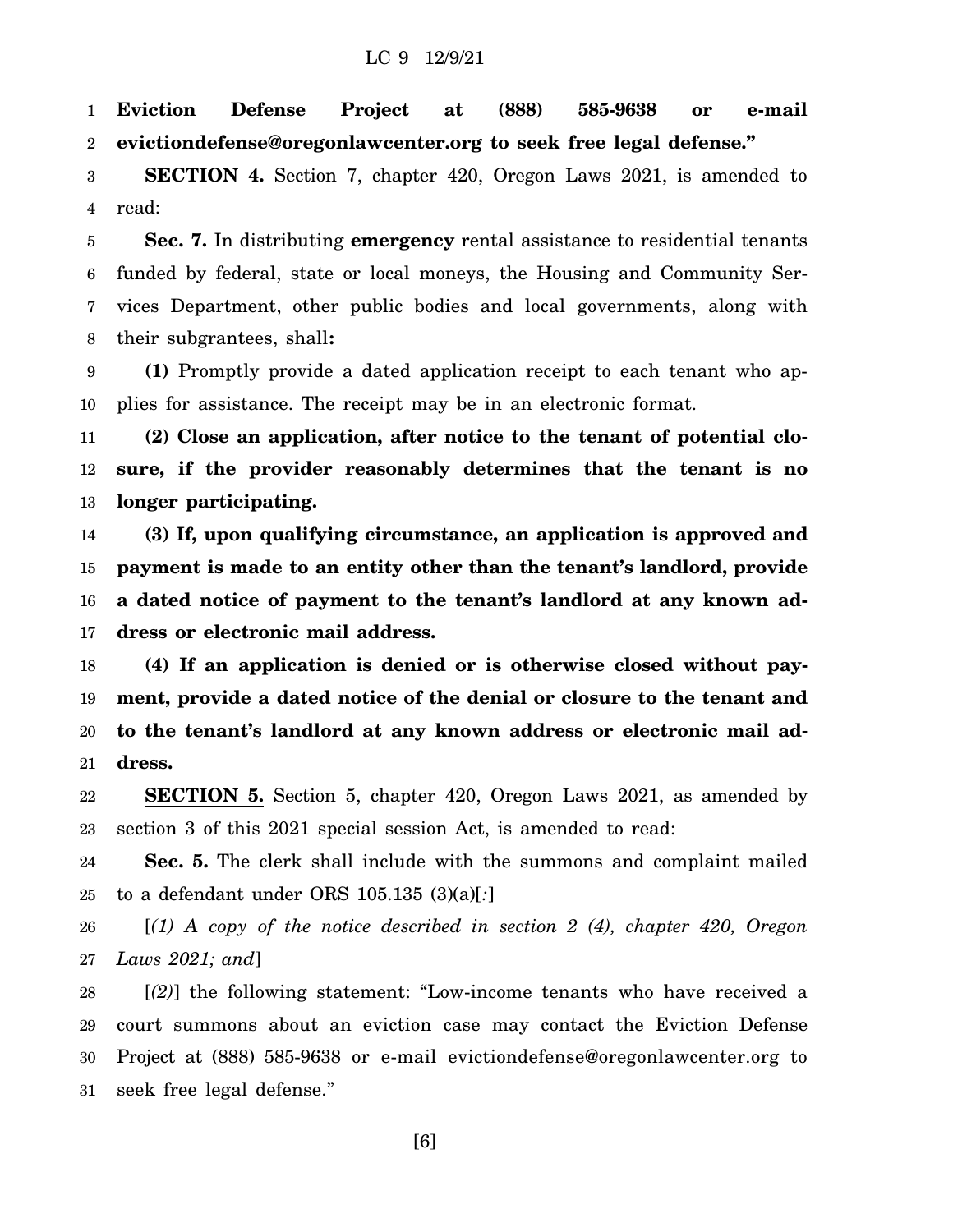**Eviction Defense Project at (888) 585-9638 or e-mail evictiondefense@oregonlawcenter.org to seek free legal defense."**

**SECTION 4.** Section 7, chapter 420, Oregon Laws 2021, is amended to read:

**Sec. 7.** In distributing **emergency** rental assistance to residential tenants funded by federal, state or local moneys, the Housing and Community Services Department, other public bodies and local governments, along with their subgrantees, shall**:**

**(1)** Promptly provide a dated application receipt to each tenant who applies for assistance. The receipt may be in an electronic format.

**(2) Close an application, after notice to the tenant of potential closure, if the provider reasonably determines that the tenant is no longer participating.**

**(3) If, upon qualifying circumstance, an application is approved and payment is made to an entity other than the tenant's landlord, provide a dated notice of payment to the tenant's landlord at any known address or electronic mail address.**

**(4) If an application is denied or is otherwise closed without payment, provide a dated notice of the denial or closure to the tenant and to the tenant's landlord at any known address or electronic mail address.**

**SECTION 5.** Section 5, chapter 420, Oregon Laws 2021, as amended by section 3 of this 2021 special session Act, is amended to read:

**Sec. 5.** The clerk shall include with the summons and complaint mailed to a defendant under ORS 105.135 (3)(a)[*:*]

[*(1) A copy of the notice described in section 2 (4), chapter 420, Oregon Laws 2021; and*]

[*(2)*] the following statement: "Low-income tenants who have received a court summons about an eviction case may contact the Eviction Defense Project at (888) 585-9638 or e-mail evictiondefense@oregonlawcenter.org to seek free legal defense."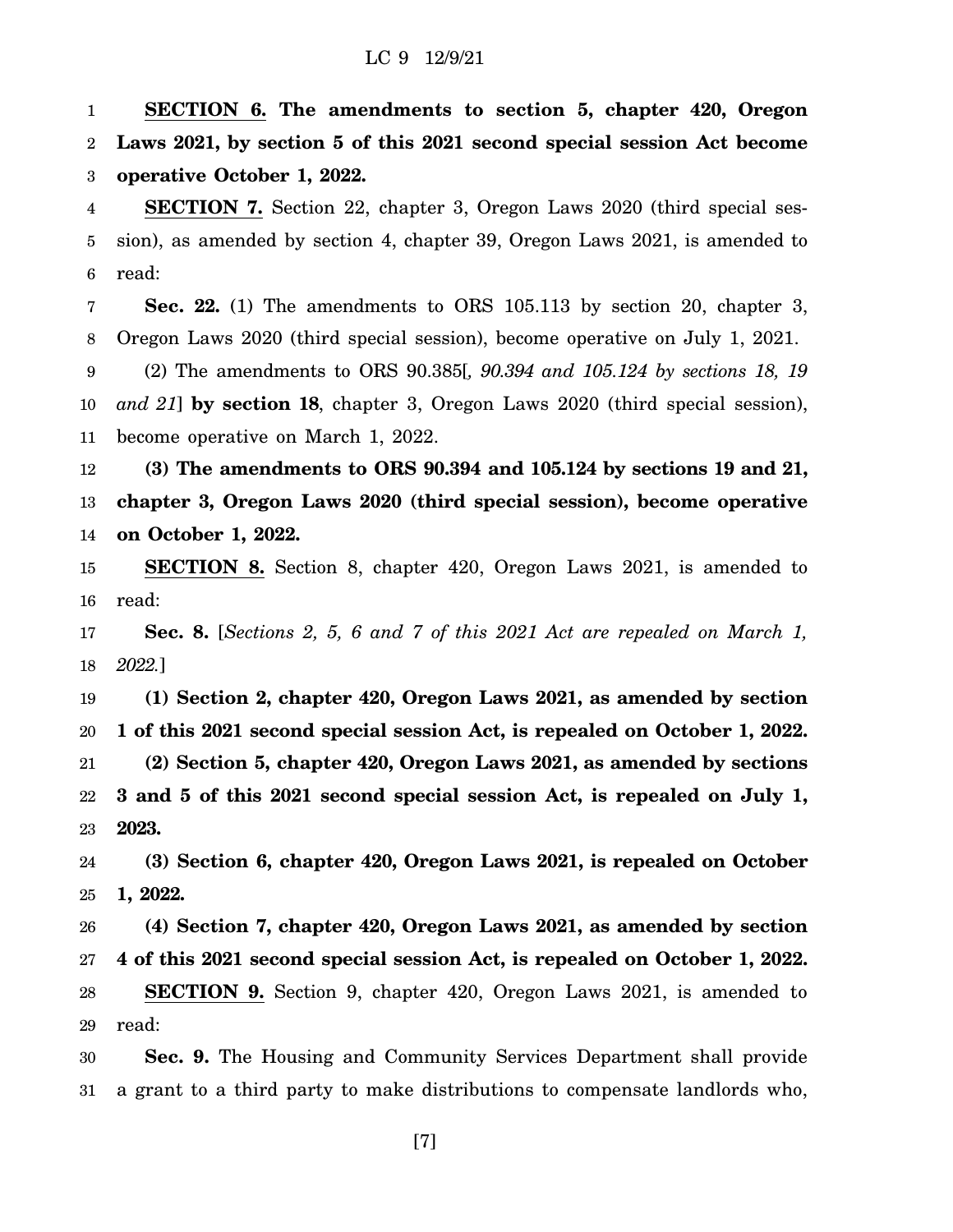**SECTION 6. The amendments to section 5, chapter 420, Oregon Laws 2021, by section 5 of this 2021 second special session Act become operative October 1, 2022.**

**SECTION 7.** Section 22, chapter 3, Oregon Laws 2020 (third special session), as amended by section 4, chapter 39, Oregon Laws 2021, is amended to read:

**Sec. 22.** (1) The amendments to ORS 105.113 by section 20, chapter 3, Oregon Laws 2020 (third special session), become operative on July 1, 2021.

(2) The amendments to ORS 90.385[*, 90.394 and 105.124 by sections 18, 19 and 21*] **by section 18**, chapter 3, Oregon Laws 2020 (third special session), become operative on March 1, 2022.

**(3) The amendments to ORS 90.394 and 105.124 by sections 19 and 21, chapter 3, Oregon Laws 2020 (third special session), become operative on October 1, 2022.**

**SECTION 8.** Section 8, chapter 420, Oregon Laws 2021, is amended to read:

**Sec. 8.** [*Sections 2, 5, 6 and 7 of this 2021 Act are repealed on March 1, 2022.*]

**(1) Section 2, chapter 420, Oregon Laws 2021, as amended by section 1 of this 2021 second special session Act, is repealed on October 1, 2022.**

**(2) Section 5, chapter 420, Oregon Laws 2021, as amended by sections 3 and 5 of this 2021 second special session Act, is repealed on July 1, 2023.**

**(3) Section 6, chapter 420, Oregon Laws 2021, is repealed on October 1, 2022.**

**(4) Section 7, chapter 420, Oregon Laws 2021, as amended by section 4 of this 2021 second special session Act, is repealed on October 1, 2022.**

**SECTION 9.** Section 9, chapter 420, Oregon Laws 2021, is amended to read:

**Sec. 9.** The Housing and Community Services Department shall provide a grant to a third party to make distributions to compensate landlords who,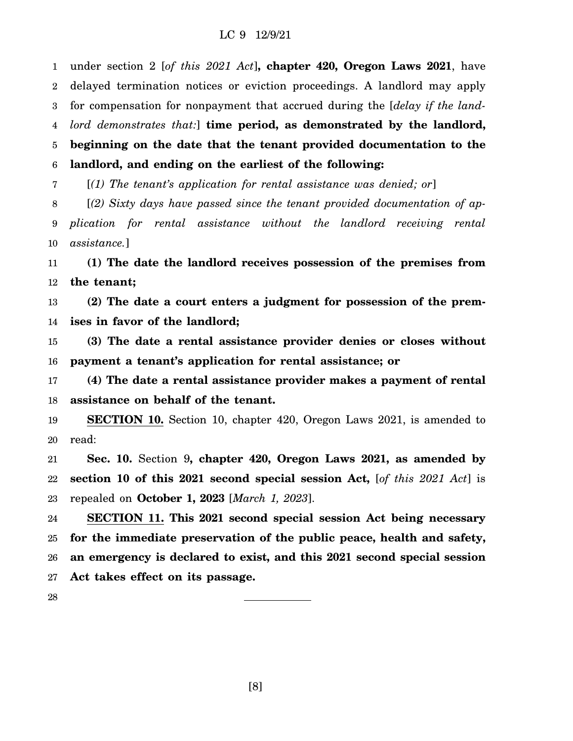under section 2 [*of this 2021 Act*]**, chapter 420, Oregon Laws 2021**, have delayed termination notices or eviction proceedings. A landlord may apply for compensation for nonpayment that accrued during the [*delay if the landlord demonstrates that:*] **time period, as demonstrated by the landlord, beginning on the date that the tenant provided documentation to the landlord, and ending on the earliest of the following:**

[*(1) The tenant's application for rental assistance was denied; or*]

[*(2) Sixty days have passed since the tenant provided documentation of application for rental assistance without the landlord receiving rental assistance.*]

**(1) The date the landlord receives possession of the premises from the tenant;**

**(2) The date a court enters a judgment for possession of the premises in favor of the landlord;**

**(3) The date a rental assistance provider denies or closes without payment a tenant's application for rental assistance; or**

**(4) The date a rental assistance provider makes a payment of rental assistance on behalf of the tenant.**

**SECTION 10.** Section 10, chapter 420, Oregon Laws 2021, is amended to read:

**Sec. 10.** Section 9**, chapter 420, Oregon Laws 2021, as amended by section 10 of this 2021 second special session Act,** [*of this 2021 Act*] is repealed on **October 1, 2023** [*March 1, 2023*].

**SECTION 11. This 2021 second special session Act being necessary for the immediate preservation of the public peace, health and safety, an emergency is declared to exist, and this 2021 second special session Act takes effect on its passage.**